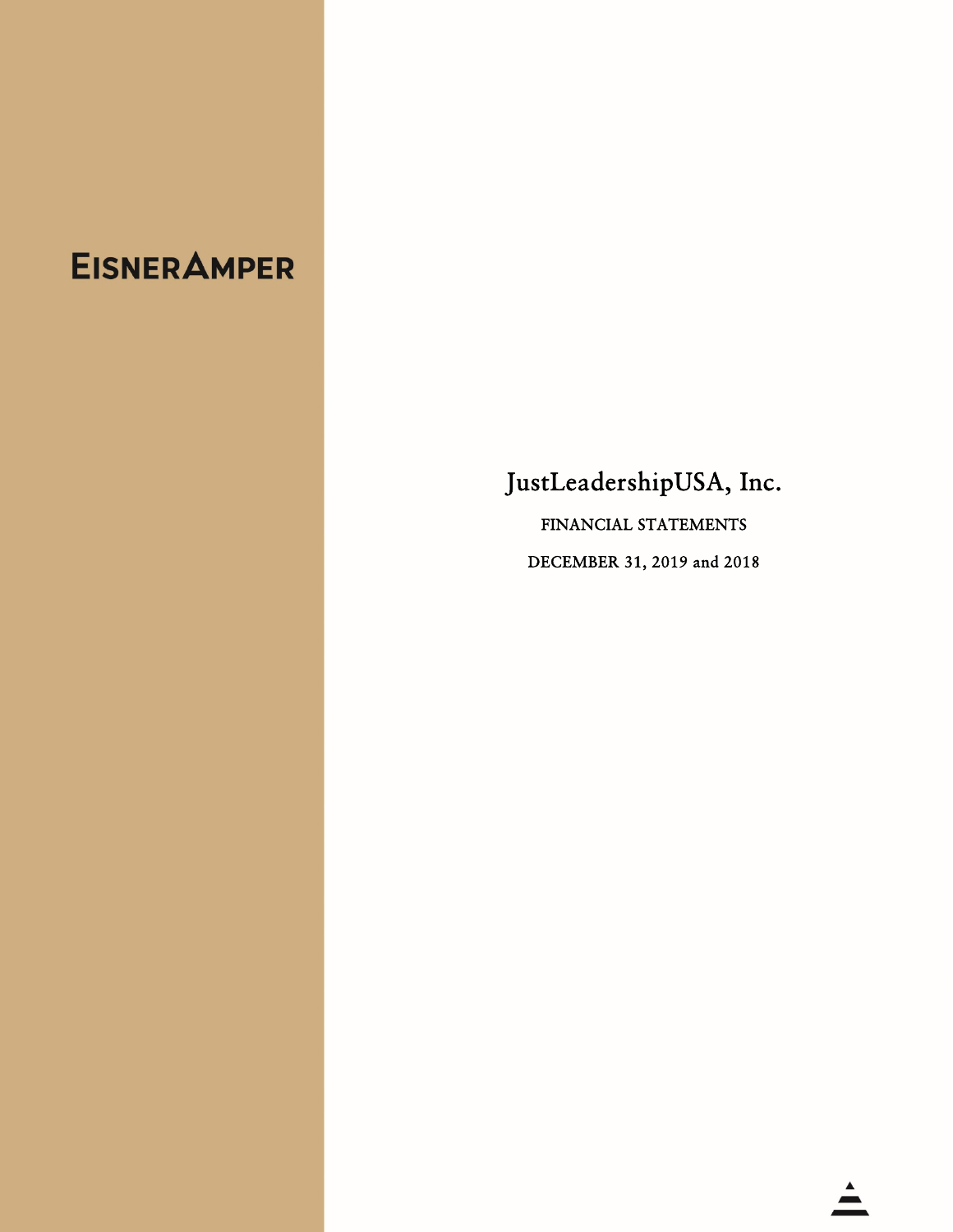EISNERAMPER

# JustLeadershipUSA, Inc.

FINANCIAL STATEMENTS

DECEMBER 31, 2019 and 2018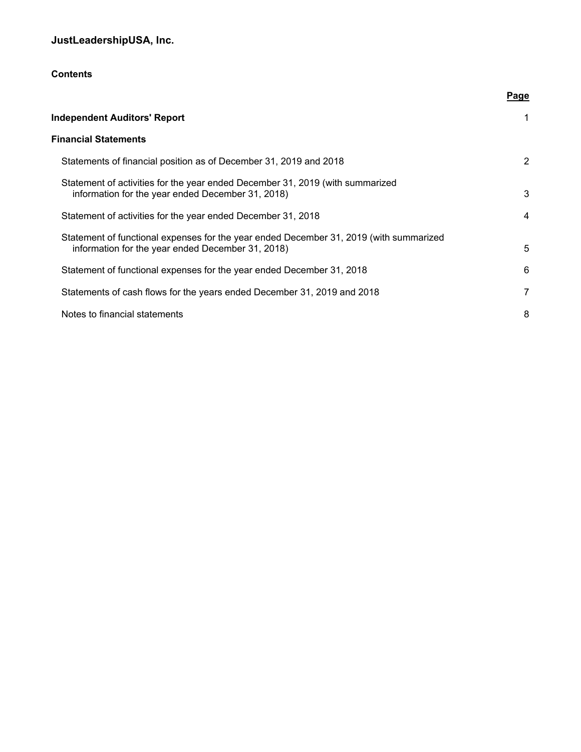# JustLeadershipUSA, Inc.

## Contents

| | Page |
|---|---|
| **Independent Auditors' Report** | 1 |
| **Financial Statements** | |
| Statements of financial position as of December 31, 2019 and 2018 | 2 |
| Statement of activities for the year ended December 31, 2019 (with summarized information for the year ended December 31, 2018) | 3 |
| Statement of activities for the year ended December 31, 2018 | 4 |
| Statement of functional expenses for the year ended December 31, 2019 (with summarized information for the year ended December 31, 2018) | 5 |
| Statement of functional expenses for the year ended December 31, 2018 | 6 |
| Statements of cash flows for the years ended December 31, 2019 and 2018 | 7 |
| Notes to financial statements | 8 |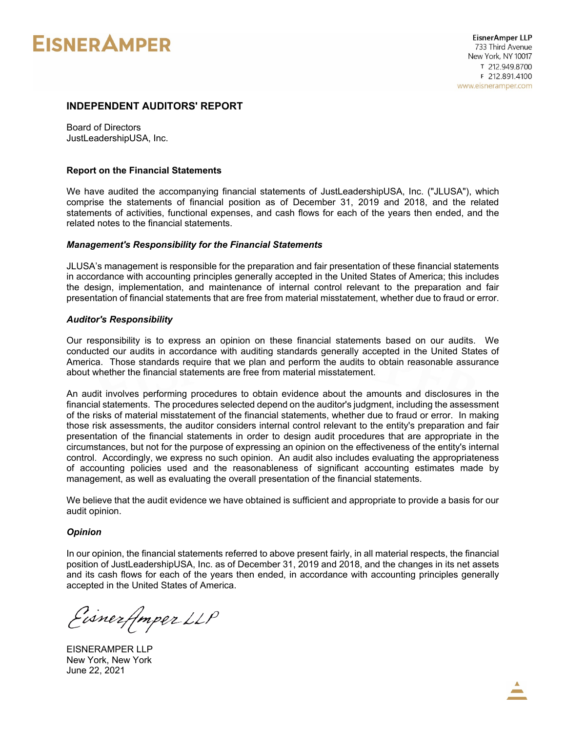EisnerAmper LLP
733 Third Avenue
New York, NY 10017
T 212.949.8700
F 212.891.4100
www.eisneramper.com

## INDEPENDENT AUDITORS' REPORT

Board of Directors
JustLeadershipUSA, Inc.

### Report on the Financial Statements

We have audited the accompanying financial statements of JustLeadershipUSA, Inc. ("JLUSA"), which comprise the statements of financial position as of December 31, 2019 and 2018, and the related statements of activities, functional expenses, and cash flows for each of the years then ended, and the related notes to the financial statements.

***Management's Responsibility for the Financial Statements***

JLUSA's management is responsible for the preparation and fair presentation of these financial statements in accordance with accounting principles generally accepted in the United States of America; this includes the design, implementation, and maintenance of internal control relevant to the preparation and fair presentation of financial statements that are free from material misstatement, whether due to fraud or error.

***Auditor's Responsibility***

Our responsibility is to express an opinion on these financial statements based on our audits. We conducted our audits in accordance with auditing standards generally accepted in the United States of America. Those standards require that we plan and perform the audits to obtain reasonable assurance about whether the financial statements are free from material misstatement.

An audit involves performing procedures to obtain evidence about the amounts and disclosures in the financial statements. The procedures selected depend on the auditor's judgment, including the assessment of the risks of material misstatement of the financial statements, whether due to fraud or error. In making those risk assessments, the auditor considers internal control relevant to the entity's preparation and fair presentation of the financial statements in order to design audit procedures that are appropriate in the circumstances, but not for the purpose of expressing an opinion on the effectiveness of the entity's internal control. Accordingly, we express no such opinion. An audit also includes evaluating the appropriateness of accounting policies used and the reasonableness of significant accounting estimates made by management, as well as evaluating the overall presentation of the financial statements.

We believe that the audit evidence we have obtained is sufficient and appropriate to provide a basis for our audit opinion.

***Opinion***

In our opinion, the financial statements referred to above present fairly, in all material respects, the financial position of JustLeadershipUSA, Inc. as of December 31, 2019 and 2018, and the changes in its net assets and its cash flows for each of the years then ended, in accordance with accounting principles generally accepted in the United States of America.

EisnerAmper LLP

EISNERAMPER LLP
New York, New York
June 22, 2021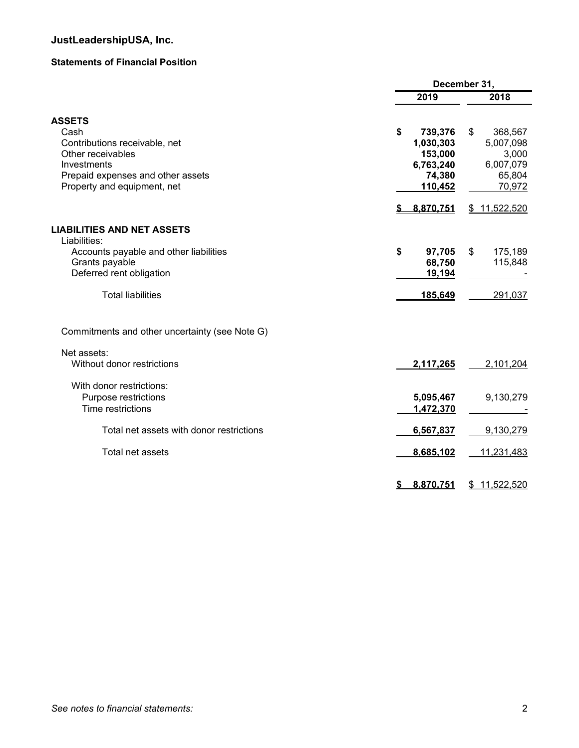# JustLeadershipUSA, Inc.

## Statements of Financial Position

| | December 31, 2019 | December 31, 2018 |
|---|---|---|
| **ASSETS** | | |
| Cash | $ 739,376 | $ 368,567 |
| Contributions receivable, net | 1,030,303 | 5,007,098 |
| Other receivables | 153,000 | 3,000 |
| Investments | 6,763,240 | 6,007,079 |
| Prepaid expenses and other assets | 74,380 | 65,804 |
| Property and equipment, net | 110,452 | 70,972 |
| | $ 8,870,751 | $ 11,522,520 |
| **LIABILITIES AND NET ASSETS** | | |
| Liabilities: | | |
| Accounts payable and other liabilities | $ 97,705 | $ 175,189 |
| Grants payable | 68,750 | 115,848 |
| Deferred rent obligation | 19,194 | - |
| Total liabilities | 185,649 | 291,037 |
| Commitments and other uncertainty (see Note G) | | |
| Net assets: | | |
| Without donor restrictions | 2,117,265 | 2,101,204 |
| With donor restrictions: | | |
| Purpose restrictions | 5,095,467 | 9,130,279 |
| Time restrictions | 1,472,370 | - |
| Total net assets with donor restrictions | 6,567,837 | 9,130,279 |
| Total net assets | 8,685,102 | 11,231,483 |
| | $ 8,870,751 | $ 11,522,520 |

*See notes to financial statements:*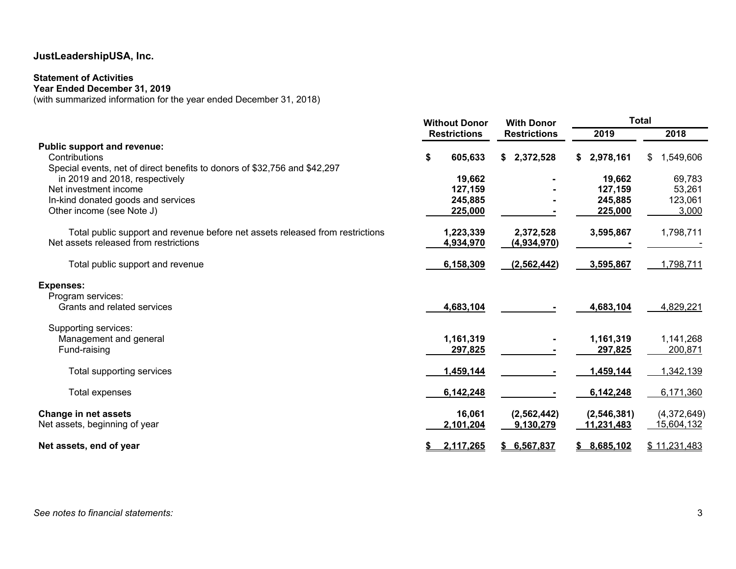**JustLeadershipUSA, Inc.**

**Statement of Activities**
**Year Ended December 31, 2019**
(with summarized information for the year ended December 31, 2018)

| | Without Donor Restrictions | With Donor Restrictions | Total 2019 | Total 2018 |
|---|---|---|---|---|
| **Public support and revenue:** | | | | |
| Contributions | $ 605,633 | $ 2,372,528 | $ 2,978,161 | $ 1,549,606 |
| Special events, net of direct benefits to donors of $32,756 and $42,297 in 2019 and 2018, respectively | 19,662 | - | 19,662 | 69,783 |
| Net investment income | 127,159 | - | 127,159 | 53,261 |
| In-kind donated goods and services | 245,885 | - | 245,885 | 123,061 |
| Other income (see Note J) | 225,000 | - | 225,000 | 3,000 |
| Total public support and revenue before net assets released from restrictions | 1,223,339 | 2,372,528 | 3,595,867 | 1,798,711 |
| Net assets released from restrictions | 4,934,970 | (4,934,970) | - | - |
| Total public support and revenue | 6,158,309 | (2,562,442) | 3,595,867 | 1,798,711 |
| **Expenses:** | | | | |
| Program services: | | | | |
| Grants and related services | 4,683,104 | - | 4,683,104 | 4,829,221 |
| Supporting services: | | | | |
| Management and general | 1,161,319 | - | 1,161,319 | 1,141,268 |
| Fund-raising | 297,825 | - | 297,825 | 200,871 |
| Total supporting services | 1,459,144 | - | 1,459,144 | 1,342,139 |
| Total expenses | 6,142,248 | - | 6,142,248 | 6,171,360 |
| **Change in net assets** | 16,061 | (2,562,442) | (2,546,381) | (4,372,649) |
| Net assets, beginning of year | 2,101,204 | 9,130,279 | 11,231,483 | 15,604,132 |
| **Net assets, end of year** | $ 2,117,265 | $ 6,567,837 | $ 8,685,102 | $ 11,231,483 |

*See notes to financial statements:*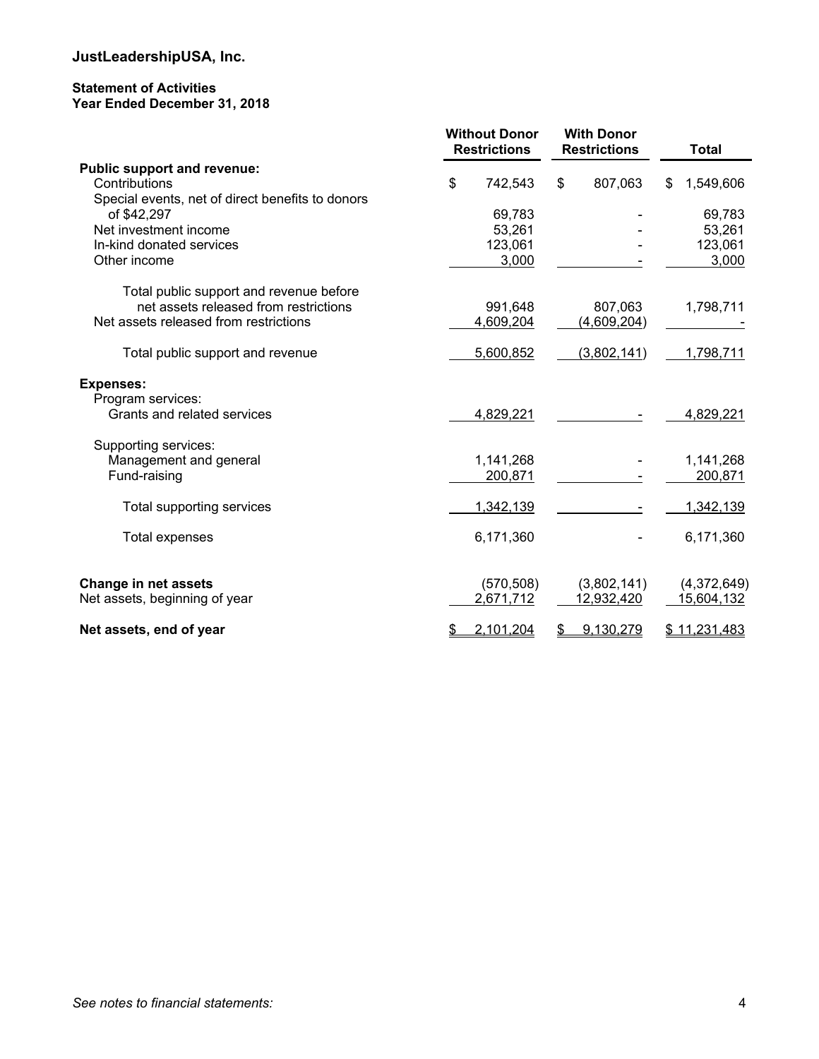# JustLeadershipUSA, Inc.

**Statement of Activities**
**Year Ended December 31, 2018**

| | Without Donor Restrictions | With Donor Restrictions | Total |
|---|---|---|---|
| **Public support and revenue:** | | | |
| Contributions | $ 742,543 | $ 807,063 | $ 1,549,606 |
| Special events, net of direct benefits to donors of $42,297 | 69,783 | - | 69,783 |
| Net investment income | 53,261 | - | 53,261 |
| In-kind donated services | 123,061 | - | 123,061 |
| Other income | 3,000 | - | 3,000 |
| Total public support and revenue before net assets released from restrictions | 991,648 | 807,063 | 1,798,711 |
| Net assets released from restrictions | 4,609,204 | (4,609,204) | - |
| Total public support and revenue | 5,600,852 | (3,802,141) | 1,798,711 |
| **Expenses:** | | | |
| Program services: | | | |
| Grants and related services | 4,829,221 | - | 4,829,221 |
| Supporting services: | | | |
| Management and general | 1,141,268 | - | 1,141,268 |
| Fund-raising | 200,871 | - | 200,871 |
| Total supporting services | 1,342,139 | - | 1,342,139 |
| Total expenses | 6,171,360 | - | 6,171,360 |
| **Change in net assets** | (570,508) | (3,802,141) | (4,372,649) |
| Net assets, beginning of year | 2,671,712 | 12,932,420 | 15,604,132 |
| **Net assets, end of year** | $ 2,101,204 | $ 9,130,279 | $ 11,231,483 |

*See notes to financial statements:*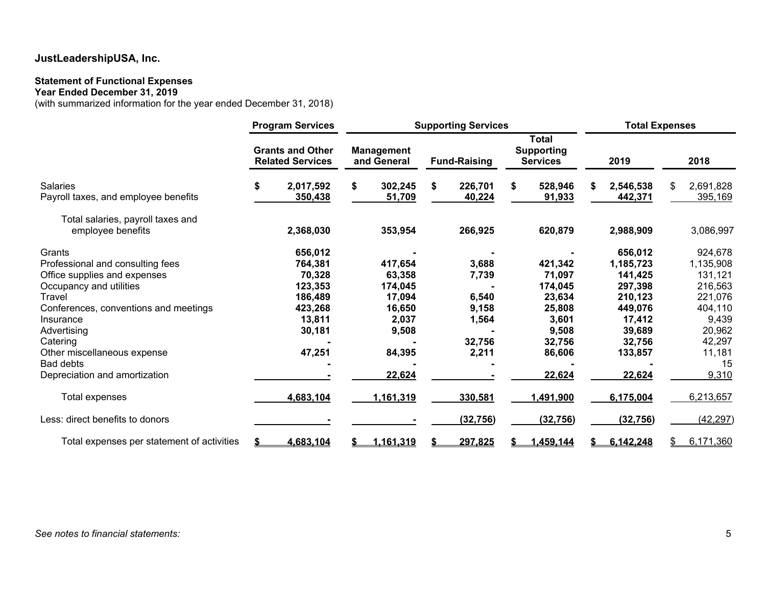**JustLeadershipUSA, Inc.**

**Statement of Functional Expenses**
**Year Ended December 31, 2019**
(with summarized information for the year ended December 31, 2018)

| | Program Services | Supporting Services | | | Total Expenses | |
|---|---|---|---|---|---|---|
| | Grants and Other Related Services | Management and General | Fund-Raising | Total Supporting Services | 2019 | 2018 |
| Salaries | $ 2,017,592 | $ 302,245 | $ 226,701 | $ 528,946 | $ 2,546,538 | $ 2,691,828 |
| Payroll taxes, and employee benefits | 350,438 | 51,709 | 40,224 | 91,933 | 442,371 | 395,169 |
| Total salaries, payroll taxes and employee benefits | 2,368,030 | 353,954 | 266,925 | 620,879 | 2,988,909 | 3,086,997 |
| Grants | 656,012 | - | - | - | 656,012 | 924,678 |
| Professional and consulting fees | 764,381 | 417,654 | 3,688 | 421,342 | 1,185,723 | 1,135,908 |
| Office supplies and expenses | 70,328 | 63,358 | 7,739 | 71,097 | 141,425 | 131,121 |
| Occupancy and utilities | 123,353 | 174,045 | - | 174,045 | 297,398 | 216,563 |
| Travel | 186,489 | 17,094 | 6,540 | 23,634 | 210,123 | 221,076 |
| Conferences, conventions and meetings | 423,268 | 16,650 | 9,158 | 25,808 | 449,076 | 404,110 |
| Insurance | 13,811 | 2,037 | 1,564 | 3,601 | 17,412 | 9,439 |
| Advertising | 30,181 | 9,508 | - | 9,508 | 39,689 | 20,962 |
| Catering | - | - | 32,756 | 32,756 | 32,756 | 42,297 |
| Other miscellaneous expense | 47,251 | 84,395 | 2,211 | 86,606 | 133,857 | 11,181 |
| Bad debts | - | - | - | - | - | 15 |
| Depreciation and amortization | - | 22,624 | - | 22,624 | 22,624 | 9,310 |
| Total expenses | 4,683,104 | 1,161,319 | 330,581 | 1,491,900 | 6,175,004 | 6,213,657 |
| Less: direct benefits to donors | - | - | (32,756) | (32,756) | (32,756) | (42,297) |
| Total expenses per statement of activities | $ 4,683,104 | $ 1,161,319 | $ 297,825 | $ 1,459,144 | $ 6,142,248 | $ 6,171,360 |

*See notes to financial statements:*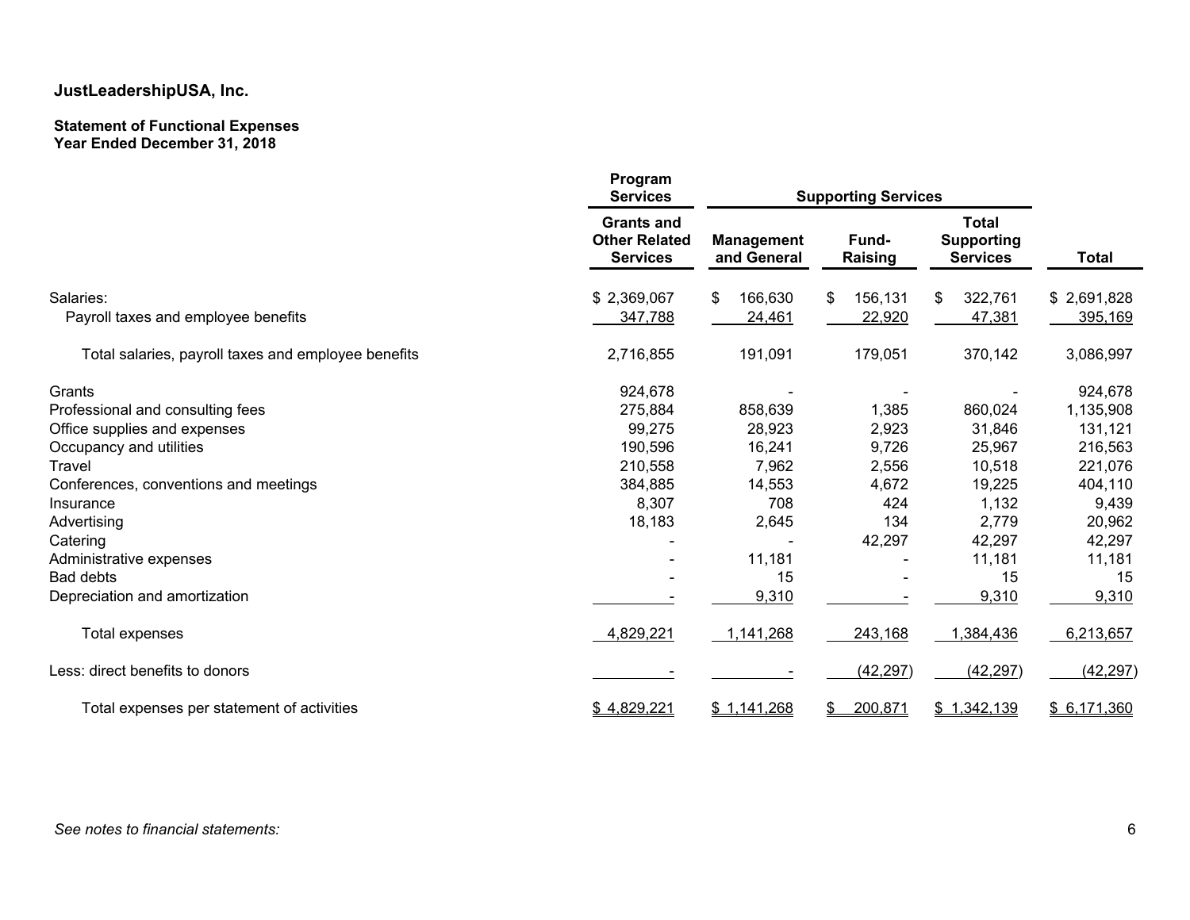**JustLeadershipUSA, Inc.**

**Statement of Functional Expenses**
**Year Ended December 31, 2018**

| | Program Services | Supporting Services | | | |
|---|---|---|---|---|---|
| | **Grants and Other Related Services** | **Management and General** | **Fund-Raising** | **Total Supporting Services** | **Total** |
| Salaries: | $ 2,369,067 | $ 166,630 | $ 156,131 | $ 322,761 | $ 2,691,828 |
| Payroll taxes and employee benefits | 347,788 | 24,461 | 22,920 | 47,381 | 395,169 |
| Total salaries, payroll taxes and employee benefits | 2,716,855 | 191,091 | 179,051 | 370,142 | 3,086,997 |
| Grants | 924,678 | - | - | - | 924,678 |
| Professional and consulting fees | 275,884 | 858,639 | 1,385 | 860,024 | 1,135,908 |
| Office supplies and expenses | 99,275 | 28,923 | 2,923 | 31,846 | 131,121 |
| Occupancy and utilities | 190,596 | 16,241 | 9,726 | 25,967 | 216,563 |
| Travel | 210,558 | 7,962 | 2,556 | 10,518 | 221,076 |
| Conferences, conventions and meetings | 384,885 | 14,553 | 4,672 | 19,225 | 404,110 |
| Insurance | 8,307 | 708 | 424 | 1,132 | 9,439 |
| Advertising | 18,183 | 2,645 | 134 | 2,779 | 20,962 |
| Catering | - | - | 42,297 | 42,297 | 42,297 |
| Administrative expenses | - | 11,181 | - | 11,181 | 11,181 |
| Bad debts | - | 15 | - | 15 | 15 |
| Depreciation and amortization | - | 9,310 | - | 9,310 | 9,310 |
| Total expenses | 4,829,221 | 1,141,268 | 243,168 | 1,384,436 | 6,213,657 |
| Less: direct benefits to donors | - | - | (42,297) | (42,297) | (42,297) |
| Total expenses per statement of activities | $ 4,829,221 | $ 1,141,268 | $ 200,871 | $ 1,342,139 | $ 6,171,360 |

*See notes to financial statements:*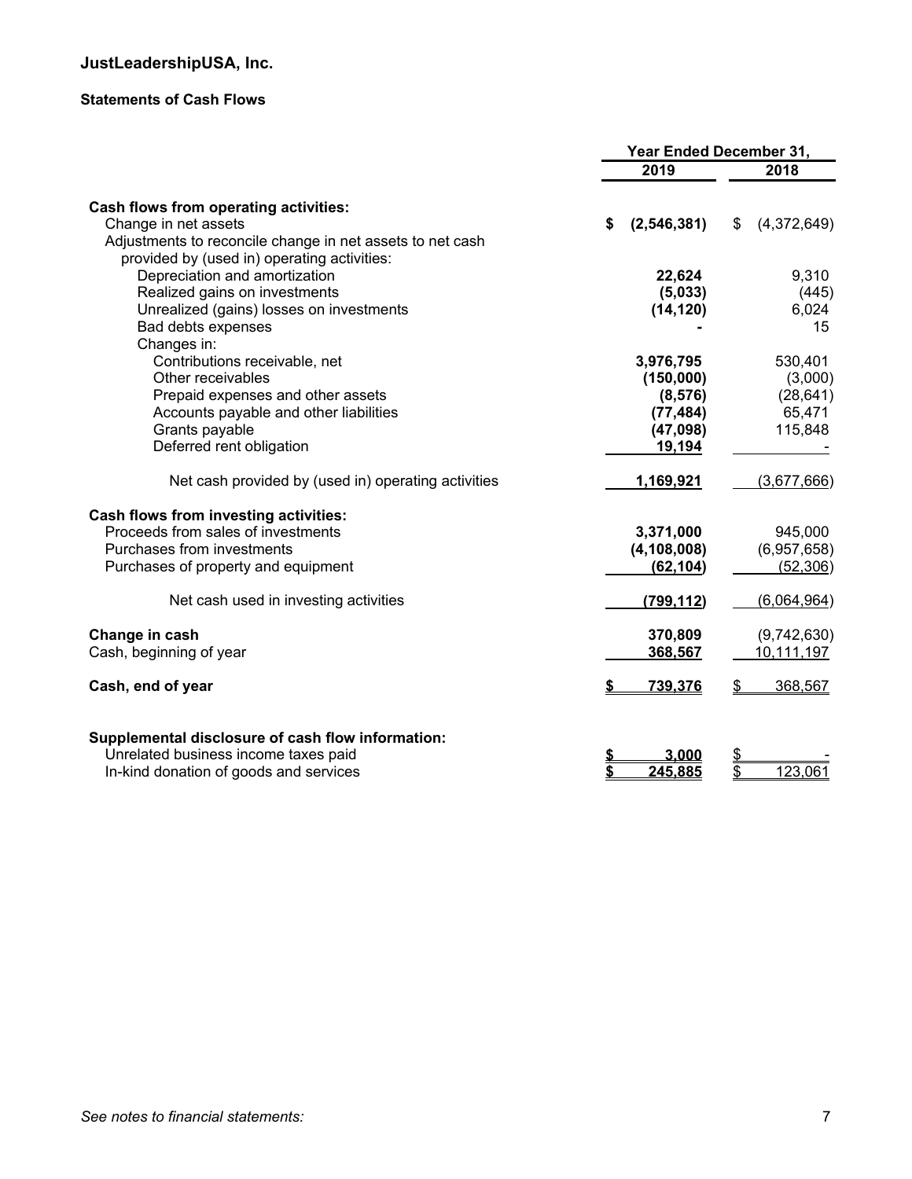**JustLeadershipUSA, Inc.**

**Statements of Cash Flows**

| | Year Ended December 31, | |
|---|---|---|
| | 2019 | 2018 |
| **Cash flows from operating activities:** | | |
| Change in net assets | $ (2,546,381) | $ (4,372,649) |
| Adjustments to reconcile change in net assets to net cash provided by (used in) operating activities: | | |
| Depreciation and amortization | 22,624 | 9,310 |
| Realized gains on investments | (5,033) | (445) |
| Unrealized (gains) losses on investments | (14,120) | 6,024 |
| Bad debts expenses | - | 15 |
| Changes in: | | |
| Contributions receivable, net | 3,976,795 | 530,401 |
| Other receivables | (150,000) | (3,000) |
| Prepaid expenses and other assets | (8,576) | (28,641) |
| Accounts payable and other liabilities | (77,484) | 65,471 |
| Grants payable | (47,098) | 115,848 |
| Deferred rent obligation | 19,194 | - |
| Net cash provided by (used in) operating activities | 1,169,921 | (3,677,666) |
| **Cash flows from investing activities:** | | |
| Proceeds from sales of investments | 3,371,000 | 945,000 |
| Purchases from investments | (4,108,008) | (6,957,658) |
| Purchases of property and equipment | (62,104) | (52,306) |
| Net cash used in investing activities | (799,112) | (6,064,964) |
| **Change in cash** | 370,809 | (9,742,630) |
| Cash, beginning of year | 368,567 | 10,111,197 |
| **Cash, end of year** | $ 739,376 | $ 368,567 |
| **Supplemental disclosure of cash flow information:** | | |
| Unrelated business income taxes paid | $ 3,000 | $ - |
| In-kind donation of goods and services | $ 245,885 | $ 123,061 |

*See notes to financial statements:*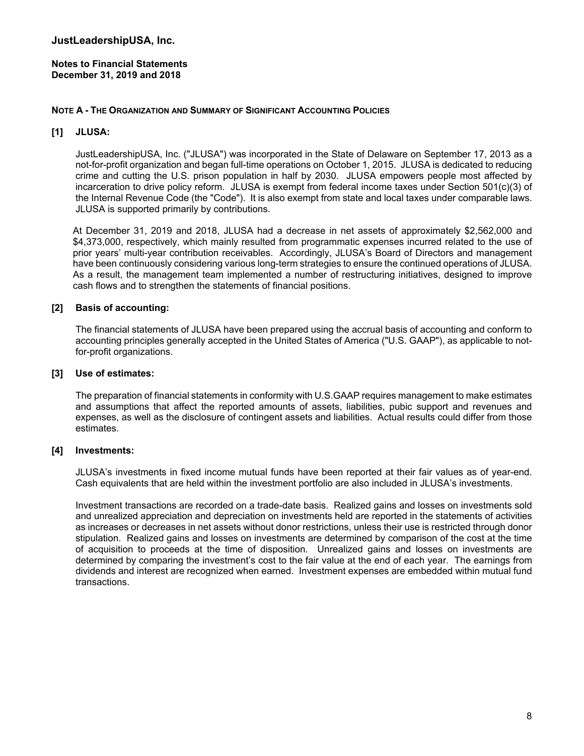# JustLeadershipUSA, Inc.

**Notes to Financial Statements**
**December 31, 2019 and 2018**

## NOTE A - THE ORGANIZATION AND SUMMARY OF SIGNIFICANT ACCOUNTING POLICIES

### [1] JLUSA:

JustLeadershipUSA, Inc. ("JLUSA") was incorporated in the State of Delaware on September 17, 2013 as a not-for-profit organization and began full-time operations on October 1, 2015. JLUSA is dedicated to reducing crime and cutting the U.S. prison population in half by 2030. JLUSA empowers people most affected by incarceration to drive policy reform. JLUSA is exempt from federal income taxes under Section 501(c)(3) of the Internal Revenue Code (the "Code"). It is also exempt from state and local taxes under comparable laws. JLUSA is supported primarily by contributions.

At December 31, 2019 and 2018, JLUSA had a decrease in net assets of approximately $2,562,000 and $4,373,000, respectively, which mainly resulted from programmatic expenses incurred related to the use of prior years' multi-year contribution receivables. Accordingly, JLUSA's Board of Directors and management have been continuously considering various long-term strategies to ensure the continued operations of JLUSA. As a result, the management team implemented a number of restructuring initiatives, designed to improve cash flows and to strengthen the statements of financial positions.

### [2] Basis of accounting:

The financial statements of JLUSA have been prepared using the accrual basis of accounting and conform to accounting principles generally accepted in the United States of America ("U.S. GAAP"), as applicable to not-for-profit organizations.

### [3] Use of estimates:

The preparation of financial statements in conformity with U.S.GAAP requires management to make estimates and assumptions that affect the reported amounts of assets, liabilities, pubic support and revenues and expenses, as well as the disclosure of contingent assets and liabilities. Actual results could differ from those estimates.

### [4] Investments:

JLUSA's investments in fixed income mutual funds have been reported at their fair values as of year-end. Cash equivalents that are held within the investment portfolio are also included in JLUSA's investments.

Investment transactions are recorded on a trade-date basis. Realized gains and losses on investments sold and unrealized appreciation and depreciation on investments held are reported in the statements of activities as increases or decreases in net assets without donor restrictions, unless their use is restricted through donor stipulation. Realized gains and losses on investments are determined by comparison of the cost at the time of acquisition to proceeds at the time of disposition. Unrealized gains and losses on investments are determined by comparing the investment's cost to the fair value at the end of each year. The earnings from dividends and interest are recognized when earned. Investment expenses are embedded within mutual fund transactions.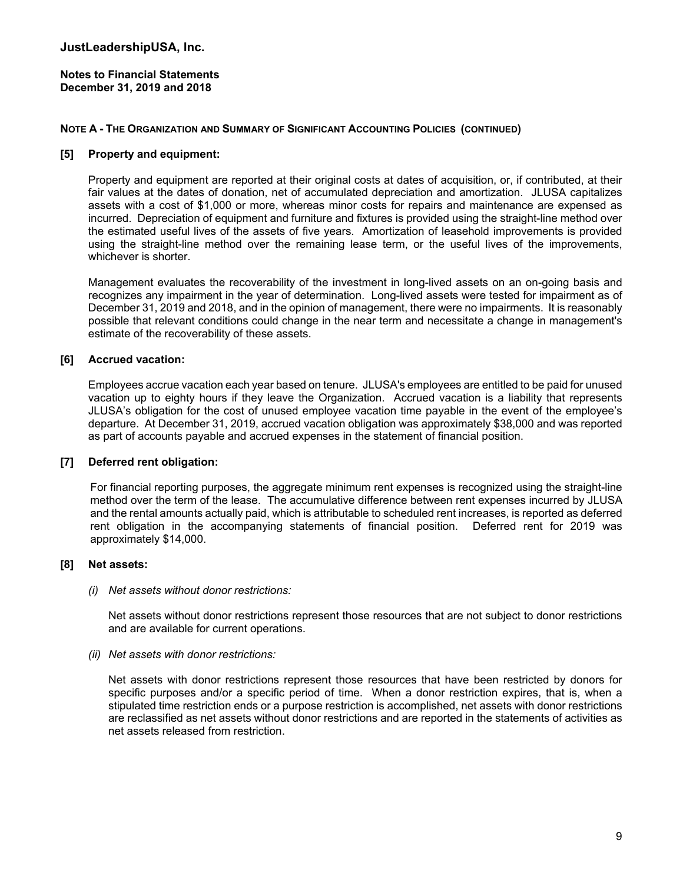## NOTE A - THE ORGANIZATION AND SUMMARY OF SIGNIFICANT ACCOUNTING POLICIES (CONTINUED)

### [5] Property and equipment:

Property and equipment are reported at their original costs at dates of acquisition, or, if contributed, at their fair values at the dates of donation, net of accumulated depreciation and amortization. JLUSA capitalizes assets with a cost of $1,000 or more, whereas minor costs for repairs and maintenance are expensed as incurred. Depreciation of equipment and furniture and fixtures is provided using the straight-line method over the estimated useful lives of the assets of five years. Amortization of leasehold improvements is provided using the straight-line method over the remaining lease term, or the useful lives of the improvements, whichever is shorter.

Management evaluates the recoverability of the investment in long-lived assets on an on-going basis and recognizes any impairment in the year of determination. Long-lived assets were tested for impairment as of December 31, 2019 and 2018, and in the opinion of management, there were no impairments. It is reasonably possible that relevant conditions could change in the near term and necessitate a change in management's estimate of the recoverability of these assets.

### [6] Accrued vacation:

Employees accrue vacation each year based on tenure. JLUSA's employees are entitled to be paid for unused vacation up to eighty hours if they leave the Organization. Accrued vacation is a liability that represents JLUSA's obligation for the cost of unused employee vacation time payable in the event of the employee's departure. At December 31, 2019, accrued vacation obligation was approximately $38,000 and was reported as part of accounts payable and accrued expenses in the statement of financial position.

### [7] Deferred rent obligation:

For financial reporting purposes, the aggregate minimum rent expenses is recognized using the straight-line method over the term of the lease. The accumulative difference between rent expenses incurred by JLUSA and the rental amounts actually paid, which is attributable to scheduled rent increases, is reported as deferred rent obligation in the accompanying statements of financial position. Deferred rent for 2019 was approximately $14,000.

### [8] Net assets:

*(i) Net assets without donor restrictions:*

Net assets without donor restrictions represent those resources that are not subject to donor restrictions and are available for current operations.

*(ii) Net assets with donor restrictions:*

Net assets with donor restrictions represent those resources that have been restricted by donors for specific purposes and/or a specific period of time. When a donor restriction expires, that is, when a stipulated time restriction ends or a purpose restriction is accomplished, net assets with donor restrictions are reclassified as net assets without donor restrictions and are reported in the statements of activities as net assets released from restriction.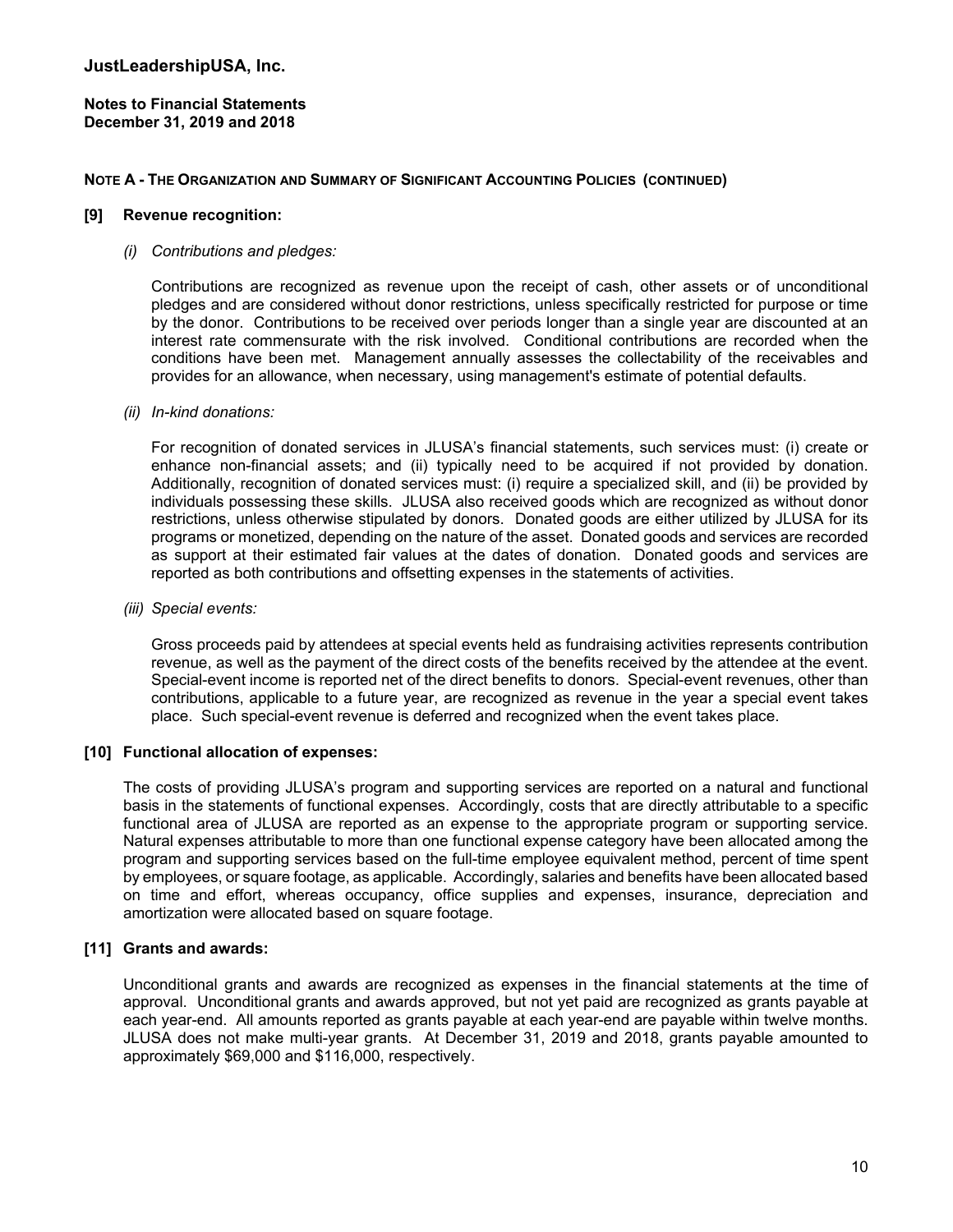# JustLeadershipUSA, Inc.

**Notes to Financial Statements**
**December 31, 2019 and 2018**

**NOTE A - THE ORGANIZATION AND SUMMARY OF SIGNIFICANT ACCOUNTING POLICIES (CONTINUED)**

**[9] Revenue recognition:**

*(i) Contributions and pledges:*

Contributions are recognized as revenue upon the receipt of cash, other assets or of unconditional pledges and are considered without donor restrictions, unless specifically restricted for purpose or time by the donor. Contributions to be received over periods longer than a single year are discounted at an interest rate commensurate with the risk involved. Conditional contributions are recorded when the conditions have been met. Management annually assesses the collectability of the receivables and provides for an allowance, when necessary, using management's estimate of potential defaults.

*(ii) In-kind donations:*

For recognition of donated services in JLUSA's financial statements, such services must: (i) create or enhance non-financial assets; and (ii) typically need to be acquired if not provided by donation. Additionally, recognition of donated services must: (i) require a specialized skill, and (ii) be provided by individuals possessing these skills. JLUSA also received goods which are recognized as without donor restrictions, unless otherwise stipulated by donors. Donated goods are either utilized by JLUSA for its programs or monetized, depending on the nature of the asset. Donated goods and services are recorded as support at their estimated fair values at the dates of donation. Donated goods and services are reported as both contributions and offsetting expenses in the statements of activities.

*(iii) Special events:*

Gross proceeds paid by attendees at special events held as fundraising activities represents contribution revenue, as well as the payment of the direct costs of the benefits received by the attendee at the event. Special-event income is reported net of the direct benefits to donors. Special-event revenues, other than contributions, applicable to a future year, are recognized as revenue in the year a special event takes place. Such special-event revenue is deferred and recognized when the event takes place.

**[10] Functional allocation of expenses:**

The costs of providing JLUSA's program and supporting services are reported on a natural and functional basis in the statements of functional expenses. Accordingly, costs that are directly attributable to a specific functional area of JLUSA are reported as an expense to the appropriate program or supporting service. Natural expenses attributable to more than one functional expense category have been allocated among the program and supporting services based on the full-time employee equivalent method, percent of time spent by employees, or square footage, as applicable. Accordingly, salaries and benefits have been allocated based on time and effort, whereas occupancy, office supplies and expenses, insurance, depreciation and amortization were allocated based on square footage.

**[11] Grants and awards:**

Unconditional grants and awards are recognized as expenses in the financial statements at the time of approval. Unconditional grants and awards approved, but not yet paid are recognized as grants payable at each year-end. All amounts reported as grants payable at each year-end are payable within twelve months. JLUSA does not make multi-year grants. At December 31, 2019 and 2018, grants payable amounted to approximately $69,000 and $116,000, respectively.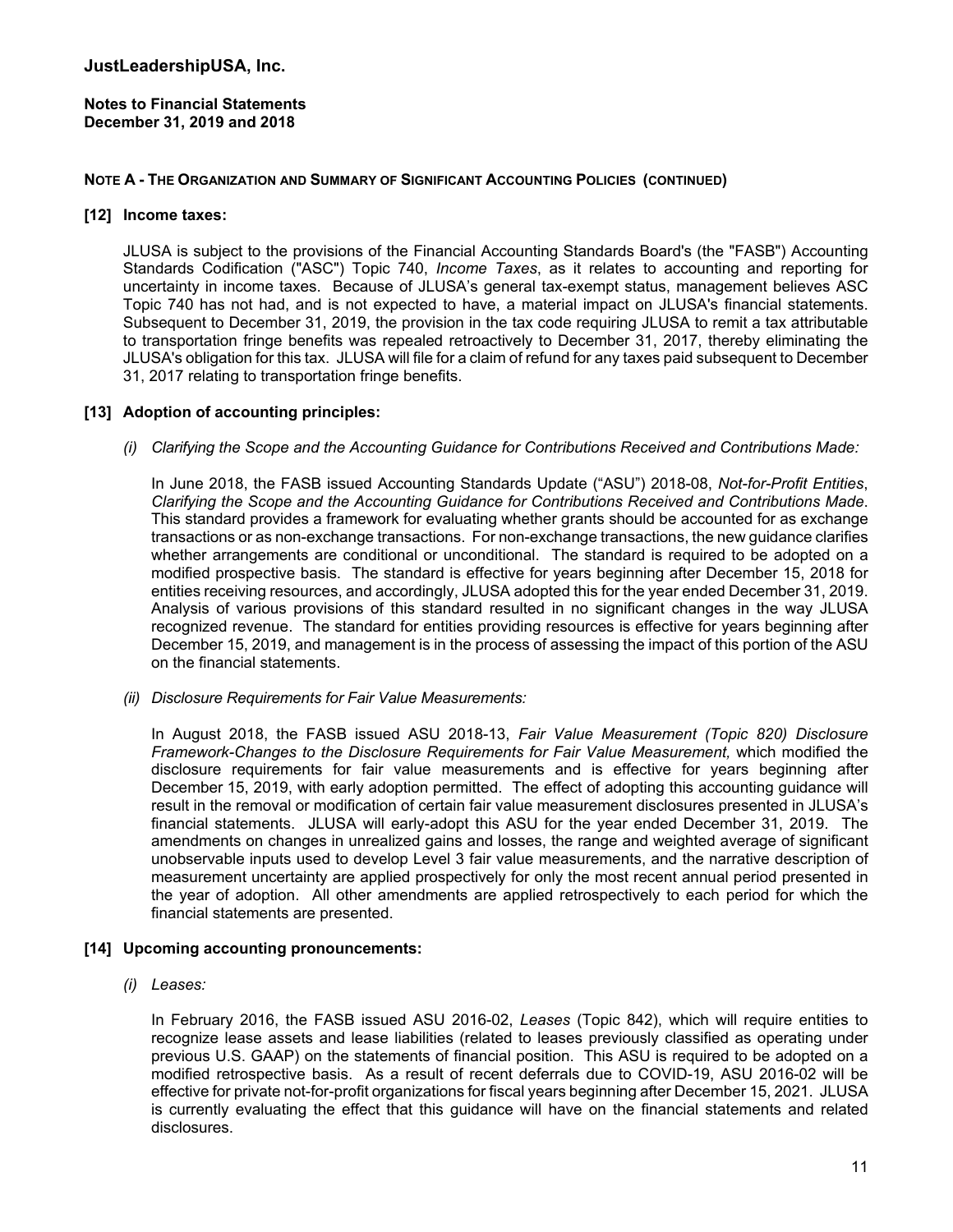**JustLeadershipUSA, Inc.**

**Notes to Financial Statements**
**December 31, 2019 and 2018**

**NOTE A - THE ORGANIZATION AND SUMMARY OF SIGNIFICANT ACCOUNTING POLICIES (CONTINUED)**

**[12] Income taxes:**

JLUSA is subject to the provisions of the Financial Accounting Standards Board's (the "FASB") Accounting Standards Codification ("ASC") Topic 740, *Income Taxes*, as it relates to accounting and reporting for uncertainty in income taxes. Because of JLUSA's general tax-exempt status, management believes ASC Topic 740 has not had, and is not expected to have, a material impact on JLUSA's financial statements. Subsequent to December 31, 2019, the provision in the tax code requiring JLUSA to remit a tax attributable to transportation fringe benefits was repealed retroactively to December 31, 2017, thereby eliminating the JLUSA's obligation for this tax. JLUSA will file for a claim of refund for any taxes paid subsequent to December 31, 2017 relating to transportation fringe benefits.

**[13] Adoption of accounting principles:**

*(i) Clarifying the Scope and the Accounting Guidance for Contributions Received and Contributions Made:*

In June 2018, the FASB issued Accounting Standards Update ("ASU") 2018-08, *Not-for-Profit Entities*, *Clarifying the Scope and the Accounting Guidance for Contributions Received and Contributions Made*. This standard provides a framework for evaluating whether grants should be accounted for as exchange transactions or as non-exchange transactions. For non-exchange transactions, the new guidance clarifies whether arrangements are conditional or unconditional. The standard is required to be adopted on a modified prospective basis. The standard is effective for years beginning after December 15, 2018 for entities receiving resources, and accordingly, JLUSA adopted this for the year ended December 31, 2019. Analysis of various provisions of this standard resulted in no significant changes in the way JLUSA recognized revenue. The standard for entities providing resources is effective for years beginning after December 15, 2019, and management is in the process of assessing the impact of this portion of the ASU on the financial statements.

*(ii) Disclosure Requirements for Fair Value Measurements:*

In August 2018, the FASB issued ASU 2018-13, *Fair Value Measurement (Topic 820) Disclosure Framework-Changes to the Disclosure Requirements for Fair Value Measurement,* which modified the disclosure requirements for fair value measurements and is effective for years beginning after December 15, 2019, with early adoption permitted. The effect of adopting this accounting guidance will result in the removal or modification of certain fair value measurement disclosures presented in JLUSA's financial statements. JLUSA will early-adopt this ASU for the year ended December 31, 2019. The amendments on changes in unrealized gains and losses, the range and weighted average of significant unobservable inputs used to develop Level 3 fair value measurements, and the narrative description of measurement uncertainty are applied prospectively for only the most recent annual period presented in the year of adoption. All other amendments are applied retrospectively to each period for which the financial statements are presented.

**[14] Upcoming accounting pronouncements:**

*(i) Leases:*

In February 2016, the FASB issued ASU 2016-02, *Leases* (Topic 842), which will require entities to recognize lease assets and lease liabilities (related to leases previously classified as operating under previous U.S. GAAP) on the statements of financial position. This ASU is required to be adopted on a modified retrospective basis. As a result of recent deferrals due to COVID-19, ASU 2016-02 will be effective for private not-for-profit organizations for fiscal years beginning after December 15, 2021. JLUSA is currently evaluating the effect that this guidance will have on the financial statements and related disclosures.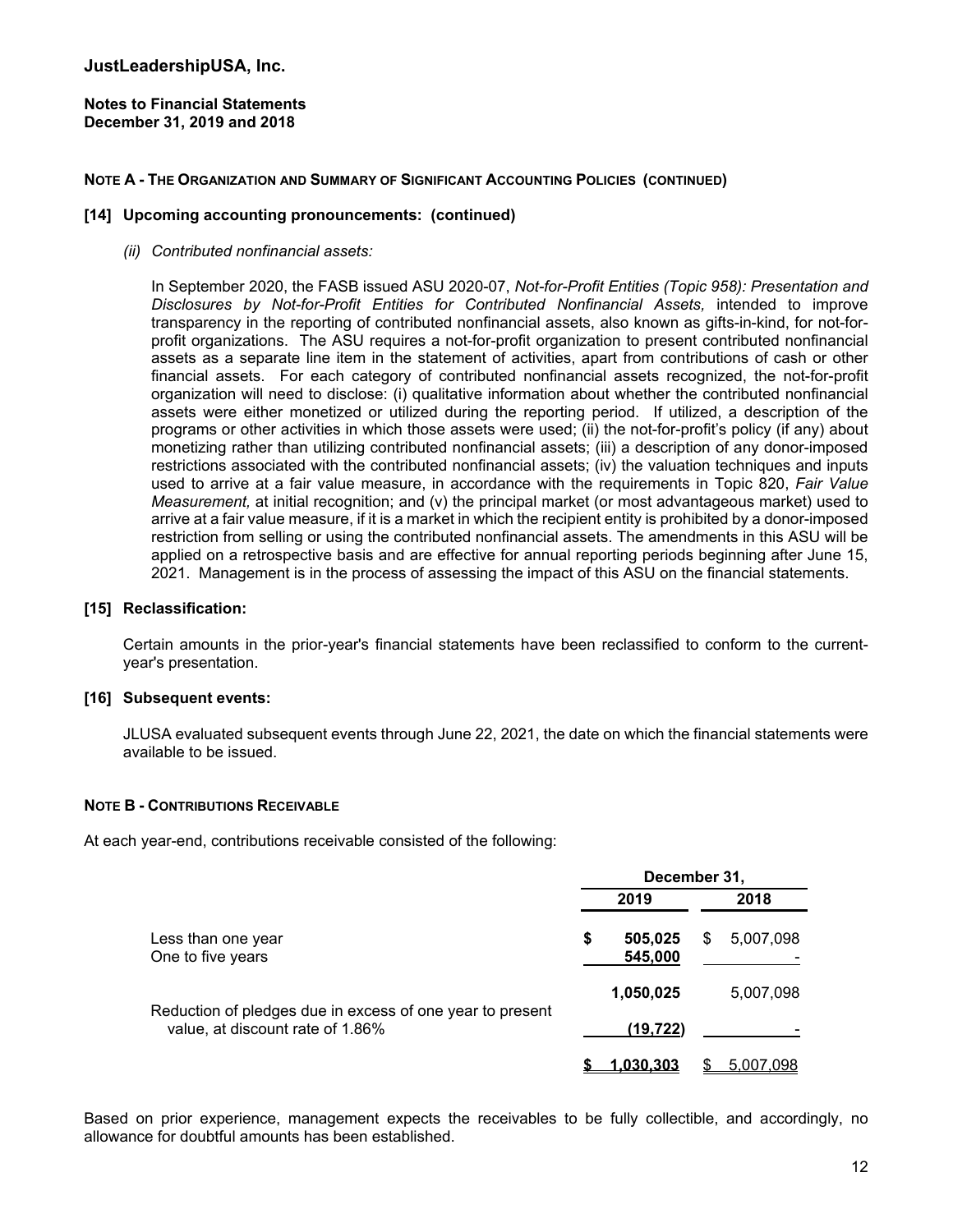**JustLeadershipUSA, Inc.**

**Notes to Financial Statements**
**December 31, 2019 and 2018**

**NOTE A - THE ORGANIZATION AND SUMMARY OF SIGNIFICANT ACCOUNTING POLICIES (CONTINUED)**

**[14] Upcoming accounting pronouncements: (continued)**

*(ii) Contributed nonfinancial assets:*

In September 2020, the FASB issued ASU 2020-07, *Not-for-Profit Entities (Topic 958): Presentation and Disclosures by Not-for-Profit Entities for Contributed Nonfinancial Assets,* intended to improve transparency in the reporting of contributed nonfinancial assets, also known as gifts-in-kind, for not-for-profit organizations. The ASU requires a not-for-profit organization to present contributed nonfinancial assets as a separate line item in the statement of activities, apart from contributions of cash or other financial assets. For each category of contributed nonfinancial assets recognized, the not-for-profit organization will need to disclose: (i) qualitative information about whether the contributed nonfinancial assets were either monetized or utilized during the reporting period. If utilized, a description of the programs or other activities in which those assets were used; (ii) the not-for-profit's policy (if any) about monetizing rather than utilizing contributed nonfinancial assets; (iii) a description of any donor-imposed restrictions associated with the contributed nonfinancial assets; (iv) the valuation techniques and inputs used to arrive at a fair value measure, in accordance with the requirements in Topic 820, *Fair Value Measurement,* at initial recognition; and (v) the principal market (or most advantageous market) used to arrive at a fair value measure, if it is a market in which the recipient entity is prohibited by a donor-imposed restriction from selling or using the contributed nonfinancial assets. The amendments in this ASU will be applied on a retrospective basis and are effective for annual reporting periods beginning after June 15, 2021. Management is in the process of assessing the impact of this ASU on the financial statements.

**[15] Reclassification:**

Certain amounts in the prior-year's financial statements have been reclassified to conform to the current-year's presentation.

**[16] Subsequent events:**

JLUSA evaluated subsequent events through June 22, 2021, the date on which the financial statements were available to be issued.

**NOTE B - CONTRIBUTIONS RECEIVABLE**

At each year-end, contributions receivable consisted of the following:

| | December 31, 2019 | December 31, 2018 |
|---|---|---|
| Less than one year | $ 505,025 | $ 5,007,098 |
| One to five years | 545,000 | - |
| | 1,050,025 | 5,007,098 |
| Reduction of pledges due in excess of one year to present value, at discount rate of 1.86% | (19,722) | - |
| | $ 1,030,303 | $ 5,007,098 |

Based on prior experience, management expects the receivables to be fully collectible, and accordingly, no allowance for doubtful amounts has been established.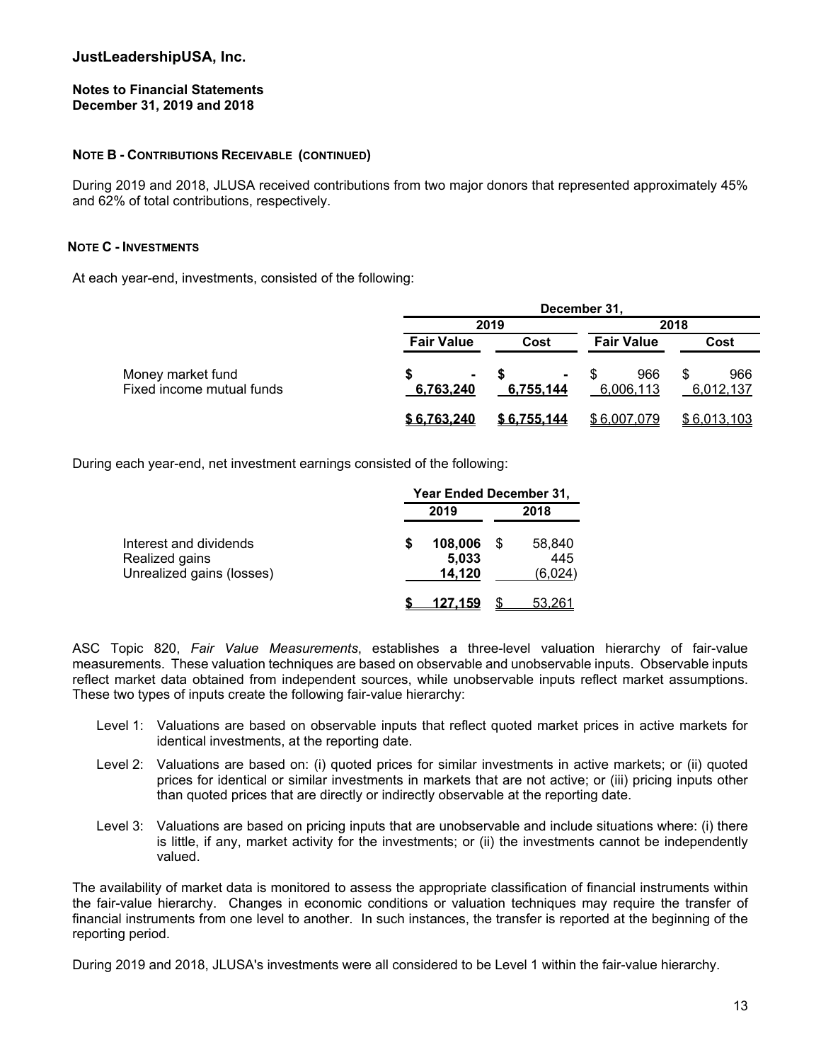**JustLeadershipUSA, Inc.**

**Notes to Financial Statements**
**December 31, 2019 and 2018**

**NOTE B - CONTRIBUTIONS RECEIVABLE (CONTINUED)**

During 2019 and 2018, JLUSA received contributions from two major donors that represented approximately 45% and 62% of total contributions, respectively.

**NOTE C - INVESTMENTS**

At each year-end, investments, consisted of the following:

| | December 31, | | | |
|---|---|---|---|---|
| | 2019 | | 2018 | |
| | Fair Value | Cost | Fair Value | Cost |
| Money market fund | $ - | $ - | $ 966 | $ 966 |
| Fixed income mutual funds | 6,763,240 | 6,755,144 | 6,006,113 | 6,012,137 |
| | $ 6,763,240 | $ 6,755,144 | $ 6,007,079 | $ 6,013,103 |

During each year-end, net investment earnings consisted of the following:

| | Year Ended December 31, | |
|---|---|---|
| | 2019 | 2018 |
| Interest and dividends | $ 108,006 | $ 58,840 |
| Realized gains | 5,033 | 445 |
| Unrealized gains (losses) | 14,120 | (6,024) |
| | $ 127,159 | $ 53,261 |

ASC Topic 820, *Fair Value Measurements*, establishes a three-level valuation hierarchy of fair-value measurements. These valuation techniques are based on observable and unobservable inputs. Observable inputs reflect market data obtained from independent sources, while unobservable inputs reflect market assumptions. These two types of inputs create the following fair-value hierarchy:

- Level 1: Valuations are based on observable inputs that reflect quoted market prices in active markets for identical investments, at the reporting date.
- Level 2: Valuations are based on: (i) quoted prices for similar investments in active markets; or (ii) quoted prices for identical or similar investments in markets that are not active; or (iii) pricing inputs other than quoted prices that are directly or indirectly observable at the reporting date.
- Level 3: Valuations are based on pricing inputs that are unobservable and include situations where: (i) there is little, if any, market activity for the investments; or (ii) the investments cannot be independently valued.

The availability of market data is monitored to assess the appropriate classification of financial instruments within the fair-value hierarchy. Changes in economic conditions or valuation techniques may require the transfer of financial instruments from one level to another. In such instances, the transfer is reported at the beginning of the reporting period.

During 2019 and 2018, JLUSA's investments were all considered to be Level 1 within the fair-value hierarchy.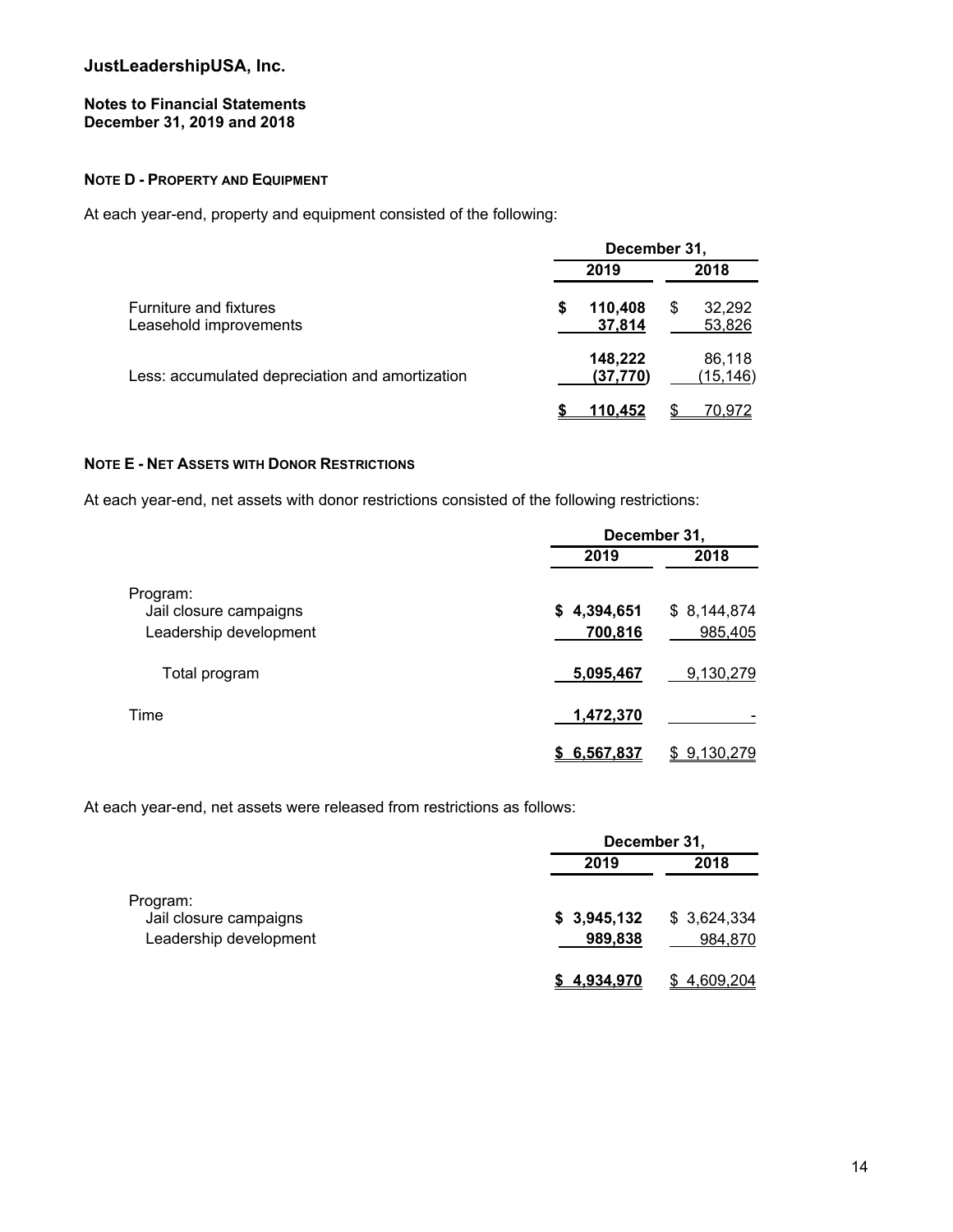# JustLeadershipUSA, Inc.

**Notes to Financial Statements**
**December 31, 2019 and 2018**

**NOTE D - PROPERTY AND EQUIPMENT**

At each year-end, property and equipment consisted of the following:

| | December 31, | |
|---|---|---|
| | **2019** | **2018** |
| Furniture and fixtures | **$ 110,408** | $ 32,292 |
| Leasehold improvements | **37,814** | 53,826 |
| | **148,222** | 86,118 |
| Less: accumulated depreciation and amortization | **(37,770)** | (15,146) |
| | **$ 110,452** | $ 70,972 |

**NOTE E - NET ASSETS WITH DONOR RESTRICTIONS**

At each year-end, net assets with donor restrictions consisted of the following restrictions:

| | December 31, | |
|---|---|---|
| | **2019** | **2018** |
| Program: | | |
| Jail closure campaigns | **$ 4,394,651** | $ 8,144,874 |
| Leadership development | **700,816** | 985,405 |
| Total program | **5,095,467** | 9,130,279 |
| Time | **1,472,370** | - |
| | **$ 6,567,837** | $ 9,130,279 |

At each year-end, net assets were released from restrictions as follows:

| | December 31, | |
|---|---|---|
| | **2019** | **2018** |
| Program: | | |
| Jail closure campaigns | **$ 3,945,132** | $ 3,624,334 |
| Leadership development | **989,838** | 984,870 |
| | **$ 4,934,970** | $ 4,609,204 |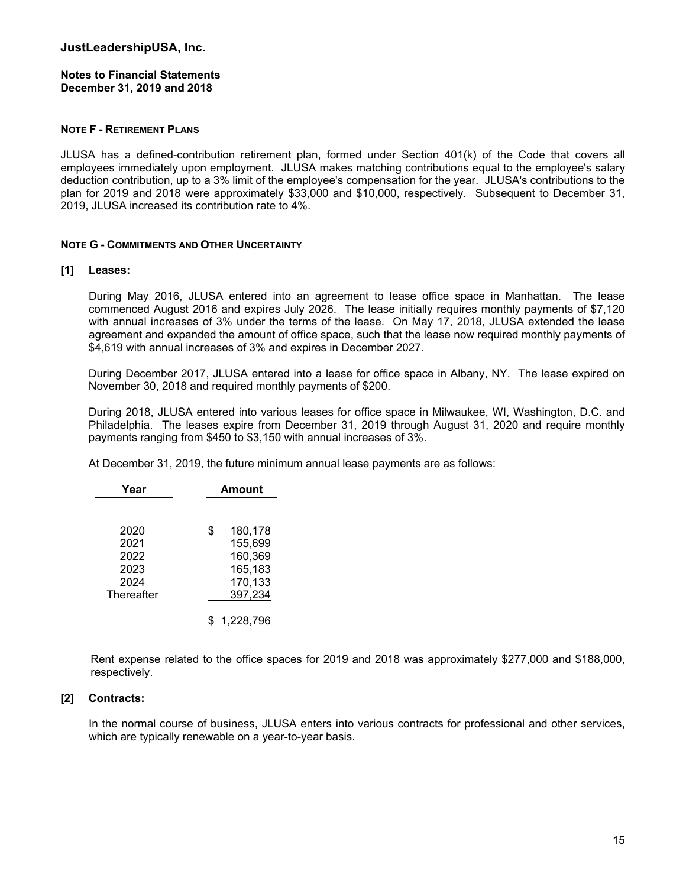# JustLeadershipUSA, Inc.

**Notes to Financial Statements**
**December 31, 2019 and 2018**

## NOTE F - RETIREMENT PLANS

JLUSA has a defined-contribution retirement plan, formed under Section 401(k) of the Code that covers all employees immediately upon employment. JLUSA makes matching contributions equal to the employee's salary deduction contribution, up to a 3% limit of the employee's compensation for the year. JLUSA's contributions to the plan for 2019 and 2018 were approximately $33,000 and $10,000, respectively. Subsequent to December 31, 2019, JLUSA increased its contribution rate to 4%.

## NOTE G - COMMITMENTS AND OTHER UNCERTAINTY

### [1] Leases:

During May 2016, JLUSA entered into an agreement to lease office space in Manhattan. The lease commenced August 2016 and expires July 2026. The lease initially requires monthly payments of $7,120 with annual increases of 3% under the terms of the lease. On May 17, 2018, JLUSA extended the lease agreement and expanded the amount of office space, such that the lease now required monthly payments of $4,619 with annual increases of 3% and expires in December 2027.

During December 2017, JLUSA entered into a lease for office space in Albany, NY. The lease expired on November 30, 2018 and required monthly payments of $200.

During 2018, JLUSA entered into various leases for office space in Milwaukee, WI, Washington, D.C. and Philadelphia. The leases expire from December 31, 2019 through August 31, 2020 and require monthly payments ranging from $450 to $3,150 with annual increases of 3%.

At December 31, 2019, the future minimum annual lease payments are as follows:

| Year | Amount |
|---|---|
| 2020 | $ 180,178 |
| 2021 | 155,699 |
| 2022 | 160,369 |
| 2023 | 165,183 |
| 2024 | 170,133 |
| Thereafter | 397,234 |
| | $ 1,228,796 |

Rent expense related to the office spaces for 2019 and 2018 was approximately $277,000 and $188,000, respectively.

### [2] Contracts:

In the normal course of business, JLUSA enters into various contracts for professional and other services, which are typically renewable on a year-to-year basis.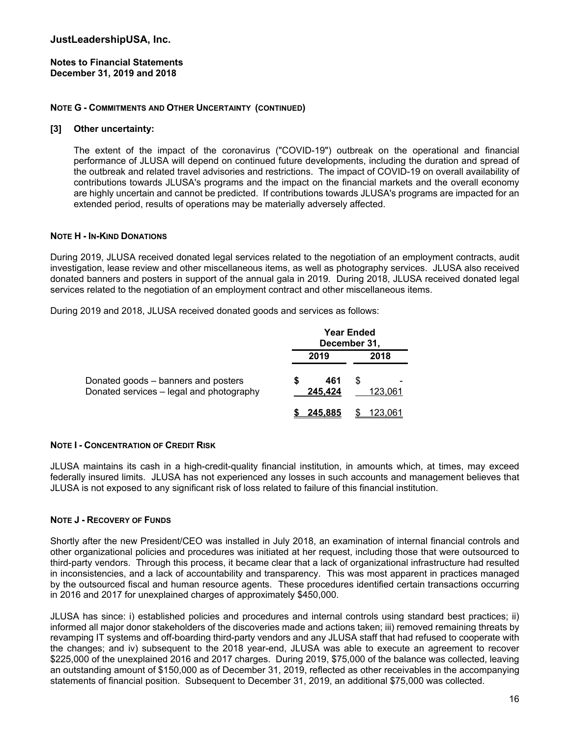**NOTE G - COMMITMENTS AND OTHER UNCERTAINTY (CONTINUED)**

**[3] Other uncertainty:**

The extent of the impact of the coronavirus ("COVID-19") outbreak on the operational and financial performance of JLUSA will depend on continued future developments, including the duration and spread of the outbreak and related travel advisories and restrictions. The impact of COVID-19 on overall availability of contributions towards JLUSA's programs and the impact on the financial markets and the overall economy are highly uncertain and cannot be predicted. If contributions towards JLUSA's programs are impacted for an extended period, results of operations may be materially adversely affected.

**NOTE H - IN-KIND DONATIONS**

During 2019, JLUSA received donated legal services related to the negotiation of an employment contracts, audit investigation, lease review and other miscellaneous items, as well as photography services. JLUSA also received donated banners and posters in support of the annual gala in 2019. During 2018, JLUSA received donated legal services related to the negotiation of an employment contract and other miscellaneous items.

During 2019 and 2018, JLUSA received donated goods and services as follows:

| | Year Ended December 31, | |
|---|---|---|
| | 2019 | 2018 |
| Donated goods – banners and posters | $ 461 | $ - |
| Donated services – legal and photography | 245,424 | 123,061 |
| | $ 245,885 | $ 123,061 |

**NOTE I - CONCENTRATION OF CREDIT RISK**

JLUSA maintains its cash in a high-credit-quality financial institution, in amounts which, at times, may exceed federally insured limits. JLUSA has not experienced any losses in such accounts and management believes that JLUSA is not exposed to any significant risk of loss related to failure of this financial institution.

**NOTE J - RECOVERY OF FUNDS**

Shortly after the new President/CEO was installed in July 2018, an examination of internal financial controls and other organizational policies and procedures was initiated at her request, including those that were outsourced to third-party vendors. Through this process, it became clear that a lack of organizational infrastructure had resulted in inconsistencies, and a lack of accountability and transparency. This was most apparent in practices managed by the outsourced fiscal and human resource agents. These procedures identified certain transactions occurring in 2016 and 2017 for unexplained charges of approximately $450,000.

JLUSA has since: i) established policies and procedures and internal controls using standard best practices; ii) informed all major donor stakeholders of the discoveries made and actions taken; iii) removed remaining threats by revamping IT systems and off-boarding third-party vendors and any JLUSA staff that had refused to cooperate with the changes; and iv) subsequent to the 2018 year-end, JLUSA was able to execute an agreement to recover $225,000 of the unexplained 2016 and 2017 charges. During 2019, $75,000 of the balance was collected, leaving an outstanding amount of $150,000 as of December 31, 2019, reflected as other receivables in the accompanying statements of financial position. Subsequent to December 31, 2019, an additional $75,000 was collected.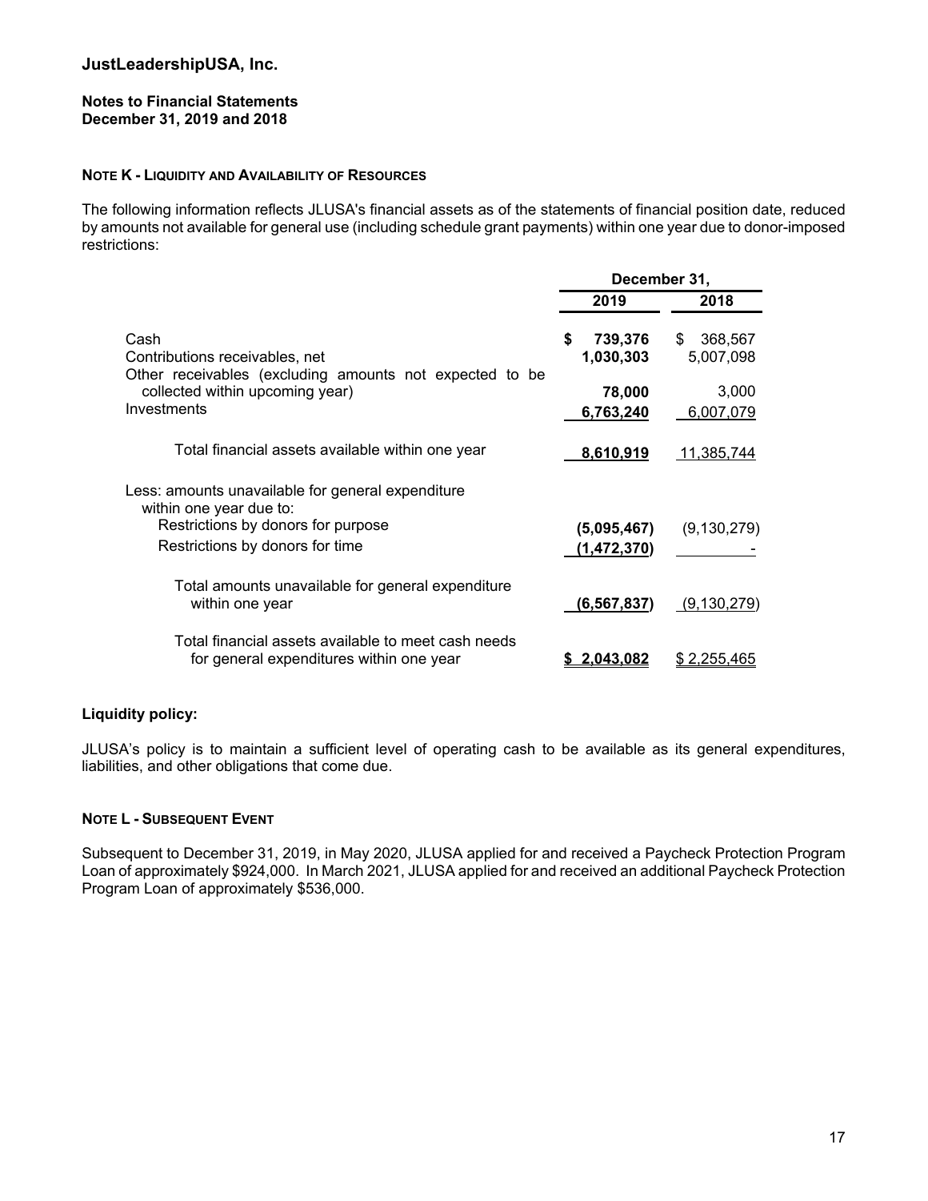# JustLeadershipUSA, Inc.

**Notes to Financial Statements**
**December 31, 2019 and 2018**

### NOTE K - LIQUIDITY AND AVAILABILITY OF RESOURCES

The following information reflects JLUSA's financial assets as of the statements of financial position date, reduced by amounts not available for general use (including schedule grant payments) within one year due to donor-imposed restrictions:

| | December 31, | |
|---|---|---|
| | **2019** | **2018** |
| Cash | **$ 739,376** | $ 368,567 |
| Contributions receivables, net | **1,030,303** | 5,007,098 |
| Other receivables (excluding amounts not expected to be collected within upcoming year) | **78,000** | 3,000 |
| Investments | **6,763,240** | 6,007,079 |
| Total financial assets available within one year | **8,610,919** | 11,385,744 |
| Less: amounts unavailable for general expenditure within one year due to: | | |
| Restrictions by donors for purpose | **(5,095,467)** | (9,130,279) |
| Restrictions by donors for time | **(1,472,370)** | - |
| Total amounts unavailable for general expenditure within one year | **(6,567,837)** | (9,130,279) |
| Total financial assets available to meet cash needs for general expenditures within one year | **$ 2,043,082** | $ 2,255,465 |

**Liquidity policy:**

JLUSA's policy is to maintain a sufficient level of operating cash to be available as its general expenditures, liabilities, and other obligations that come due.

### NOTE L - SUBSEQUENT EVENT

Subsequent to December 31, 2019, in May 2020, JLUSA applied for and received a Paycheck Protection Program Loan of approximately $924,000. In March 2021, JLUSA applied for and received an additional Paycheck Protection Program Loan of approximately $536,000.